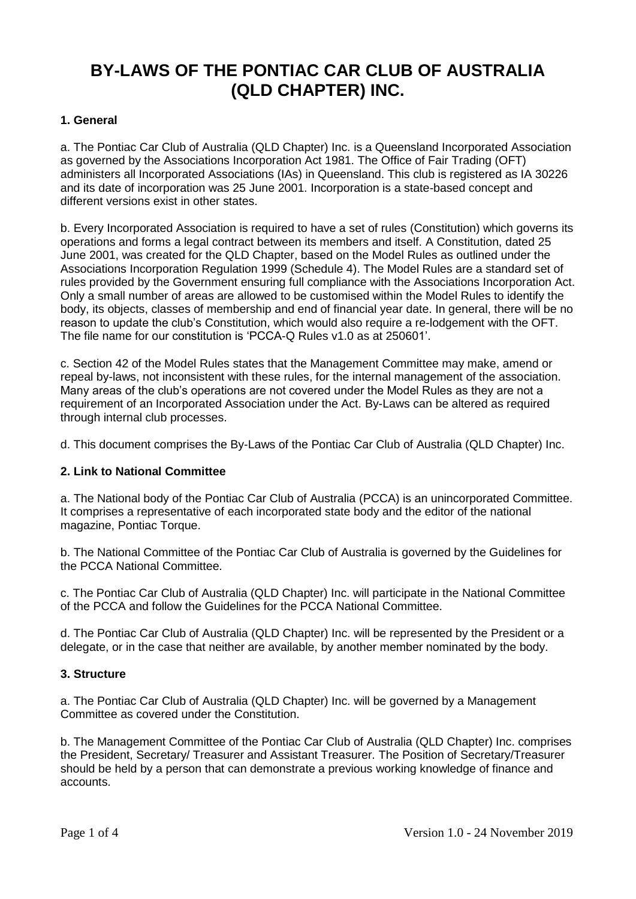# BY-LAWS OF THE PONTIAC CAR CLUB OF AUSTRALIA (QLD CHAPTER) INC.

**1. General**

a. The Pontiac Car Club of Australia (QLD Chapter) Inc. is a Queensland Incorporated Association as governed by the Associations Incorporation Act 1981. The Office of Fair Trading (OFT) administers all Incorporated Associations (IAs) in Queensland. This club is registered as IA 30226 and its date of incorporation was 25 June 2001. Incorporation is a state-based concept and different versions exist in other states.

b. Every Incorporated Association is required to have a set of rules (Constitution) which governs its operations and forms a legal contract between its members and itself. A Constitution, dated 25 June 2001, was created for the QLD Chapter, based on the Model Rules as outlined under the Associations Incorporation Regulation 1999 (Schedule 4). The Model Rules are a standard set of rules provided by the Government ensuring full compliance with the Associations Incorporation Act. Only a small number of areas are allowed to be customised within the Model Rules to identify the body, its objects, classes of membership and end of financial year date. In general, there will be no reason to update the club's Constitution, which would also require a re-lodgement with the OFT. The file name for our constitution is 'PCCA-Q Rules v1.0 as at 250601'.

c. Section 42 of the Model Rules states that the Management Committee may make, amend or repeal by-laws, not inconsistent with these rules, for the internal management of the association. Many areas of the club's operations are not covered under the Model Rules as they are not a requirement of an Incorporated Association under the Act. By-Laws can be altered as required through internal club processes.

d. This document comprises the By-Laws of the Pontiac Car Club of Australia (QLD Chapter) Inc.

**2. Link to National Committee**

a. The National body of the Pontiac Car Club of Australia (PCCA) is an unincorporated Committee. It comprises a representative of each incorporated state body and the editor of the national magazine, Pontiac Torque.

b. The National Committee of the Pontiac Car Club of Australia is governed by the Guidelines for the PCCA National Committee.

c. The Pontiac Car Club of Australia (QLD Chapter) Inc. will participate in the National Committee of the PCCA and follow the Guidelines for the PCCA National Committee.

d. The Pontiac Car Club of Australia (QLD Chapter) Inc. will be represented by the President or a delegate, or in the case that neither are available, by another member nominated by the body.

**3. Structure**

a. The Pontiac Car Club of Australia (QLD Chapter) Inc. will be governed by a Management Committee as covered under the Constitution.

b. The Management Committee of the Pontiac Car Club of Australia (QLD Chapter) Inc. comprises the President, Secretary/ Treasurer and Assistant Treasurer. The Position of Secretary/Treasurer should be held by a person that can demonstrate a previous working knowledge of finance and accounts.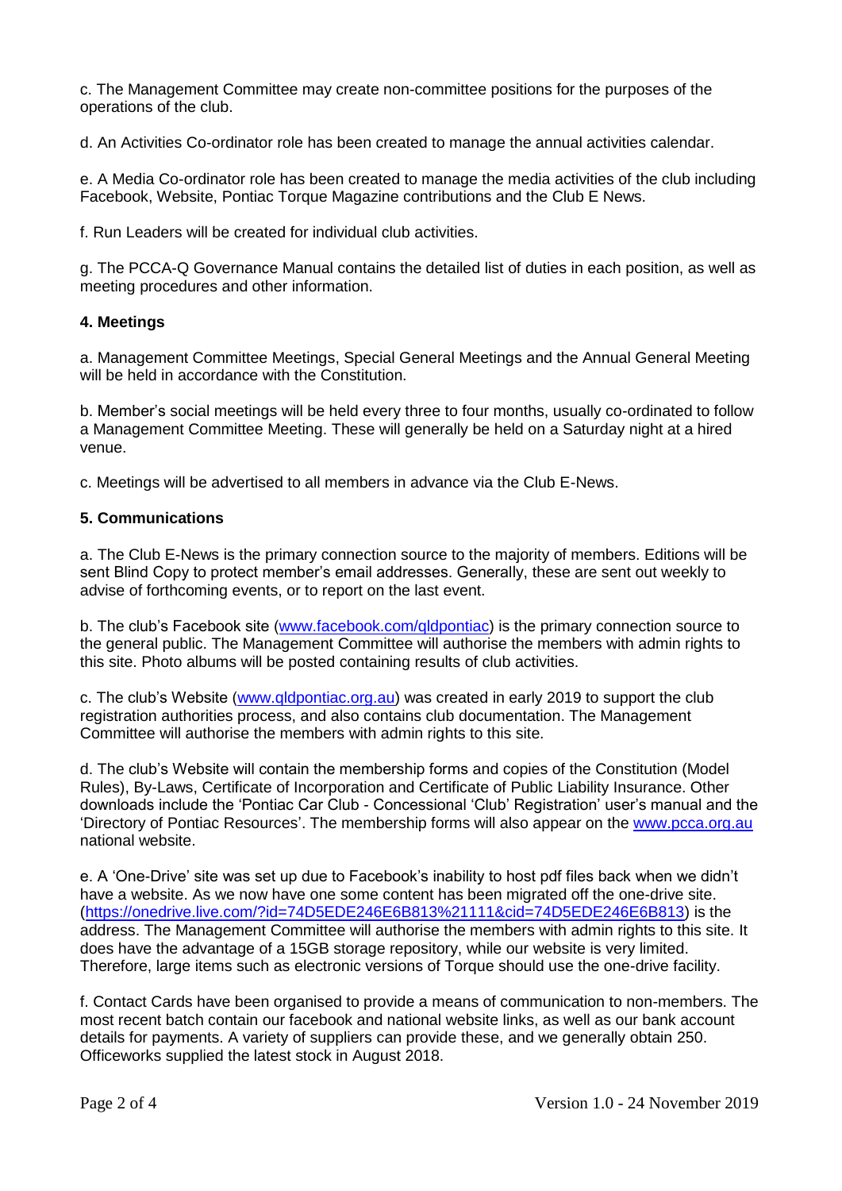c. The Management Committee may create non-committee positions for the purposes of the operations of the club.

d. An Activities Co-ordinator role has been created to manage the annual activities calendar.

e. A Media Co-ordinator role has been created to manage the media activities of the club including Facebook, Website, Pontiac Torque Magazine contributions and the Club E News.

f. Run Leaders will be created for individual club activities.

g. The PCCA-Q Governance Manual contains the detailed list of duties in each position, as well as meeting procedures and other information.

**4. Meetings**

a. Management Committee Meetings, Special General Meetings and the Annual General Meeting will be held in accordance with the Constitution.

b. Member's social meetings will be held every three to four months, usually co-ordinated to follow a Management Committee Meeting. These will generally be held on a Saturday night at a hired venue.

c. Meetings will be advertised to all members in advance via the Club E-News.

**5. Communications**

a. The Club E-News is the primary connection source to the majority of members. Editions will be sent Blind Copy to protect member's email addresses. Generally, these are sent out weekly to advise of forthcoming events, or to report on the last event.

b. The club's Facebook site (www.facebook.com/qldpontiac) is the primary connection source to the general public. The Management Committee will authorise the members with admin rights to this site. Photo albums will be posted containing results of club activities.

c. The club's Website (www.qldpontiac.org.au) was created in early 2019 to support the club registration authorities process, and also contains club documentation. The Management Committee will authorise the members with admin rights to this site.

d. The club's Website will contain the membership forms and copies of the Constitution (Model Rules), By-Laws, Certificate of Incorporation and Certificate of Public Liability Insurance. Other downloads include the 'Pontiac Car Club - Concessional 'Club' Registration' user's manual and the 'Directory of Pontiac Resources'. The membership forms will also appear on the www.pcca.org.au national website.

e. A 'One-Drive' site was set up due to Facebook's inability to host pdf files back when we didn't have a website. As we now have one some content has been migrated off the one-drive site. (https://onedrive.live.com/?id=74D5EDE246E6B813%21111&cid=74D5EDE246E6B813) is the address. The Management Committee will authorise the members with admin rights to this site. It does have the advantage of a 15GB storage repository, while our website is very limited. Therefore, large items such as electronic versions of Torque should use the one-drive facility.

f. Contact Cards have been organised to provide a means of communication to non-members. The most recent batch contain our facebook and national website links, as well as our bank account details for payments. A variety of suppliers can provide these, and we generally obtain 250. Officeworks supplied the latest stock in August 2018.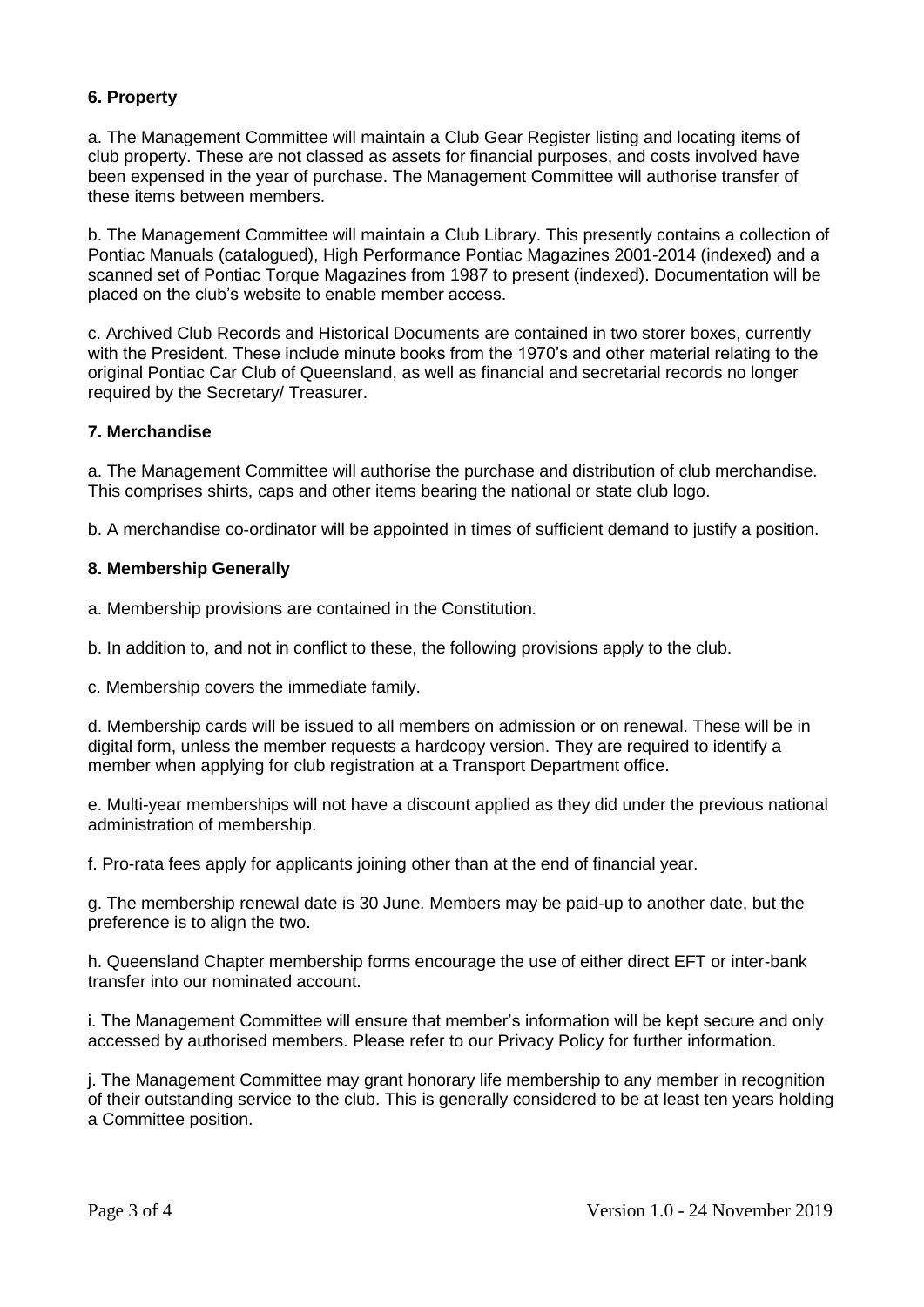**6. Property**

a. The Management Committee will maintain a Club Gear Register listing and locating items of club property. These are not classed as assets for financial purposes, and costs involved have been expensed in the year of purchase. The Management Committee will authorise transfer of these items between members.

b. The Management Committee will maintain a Club Library. This presently contains a collection of Pontiac Manuals (catalogued), High Performance Pontiac Magazines 2001-2014 (indexed) and a scanned set of Pontiac Torque Magazines from 1987 to present (indexed). Documentation will be placed on the club's website to enable member access.

c. Archived Club Records and Historical Documents are contained in two storer boxes, currently with the President. These include minute books from the 1970's and other material relating to the original Pontiac Car Club of Queensland, as well as financial and secretarial records no longer required by the Secretary/ Treasurer.

**7. Merchandise**

a. The Management Committee will authorise the purchase and distribution of club merchandise. This comprises shirts, caps and other items bearing the national or state club logo.

b. A merchandise co-ordinator will be appointed in times of sufficient demand to justify a position.

**8. Membership Generally**

a. Membership provisions are contained in the Constitution.

b. In addition to, and not in conflict to these, the following provisions apply to the club.

c. Membership covers the immediate family.

d. Membership cards will be issued to all members on admission or on renewal. These will be in digital form, unless the member requests a hardcopy version. They are required to identify a member when applying for club registration at a Transport Department office.

e. Multi-year memberships will not have a discount applied as they did under the previous national administration of membership.

f. Pro-rata fees apply for applicants joining other than at the end of financial year.

g. The membership renewal date is 30 June. Members may be paid-up to another date, but the preference is to align the two.

h. Queensland Chapter membership forms encourage the use of either direct EFT or inter-bank transfer into our nominated account.

i. The Management Committee will ensure that member's information will be kept secure and only accessed by authorised members. Please refer to our Privacy Policy for further information.

j. The Management Committee may grant honorary life membership to any member in recognition of their outstanding service to the club. This is generally considered to be at least ten years holding a Committee position.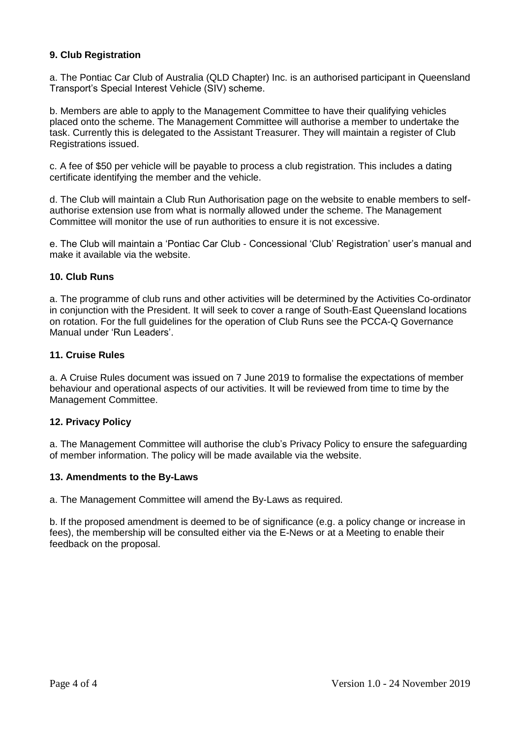**9. Club Registration**

a. The Pontiac Car Club of Australia (QLD Chapter) Inc. is an authorised participant in Queensland Transport's Special Interest Vehicle (SIV) scheme.

b. Members are able to apply to the Management Committee to have their qualifying vehicles placed onto the scheme. The Management Committee will authorise a member to undertake the task. Currently this is delegated to the Assistant Treasurer. They will maintain a register of Club Registrations issued.

c. A fee of $50 per vehicle will be payable to process a club registration. This includes a dating certificate identifying the member and the vehicle.

d. The Club will maintain a Club Run Authorisation page on the website to enable members to self-authorise extension use from what is normally allowed under the scheme. The Management Committee will monitor the use of run authorities to ensure it is not excessive.

e. The Club will maintain a 'Pontiac Car Club - Concessional 'Club' Registration' user's manual and make it available via the website.

**10. Club Runs**

a. The programme of club runs and other activities will be determined by the Activities Co-ordinator in conjunction with the President. It will seek to cover a range of South-East Queensland locations on rotation. For the full guidelines for the operation of Club Runs see the PCCA-Q Governance Manual under 'Run Leaders'.

**11. Cruise Rules**

a. A Cruise Rules document was issued on 7 June 2019 to formalise the expectations of member behaviour and operational aspects of our activities. It will be reviewed from time to time by the Management Committee.

**12. Privacy Policy**

a. The Management Committee will authorise the club's Privacy Policy to ensure the safeguarding of member information. The policy will be made available via the website.

**13. Amendments to the By-Laws**

a. The Management Committee will amend the By-Laws as required.

b. If the proposed amendment is deemed to be of significance (e.g. a policy change or increase in fees), the membership will be consulted either via the E-News or at a Meeting to enable their feedback on the proposal.

Version 1.0 - 24 November 2019